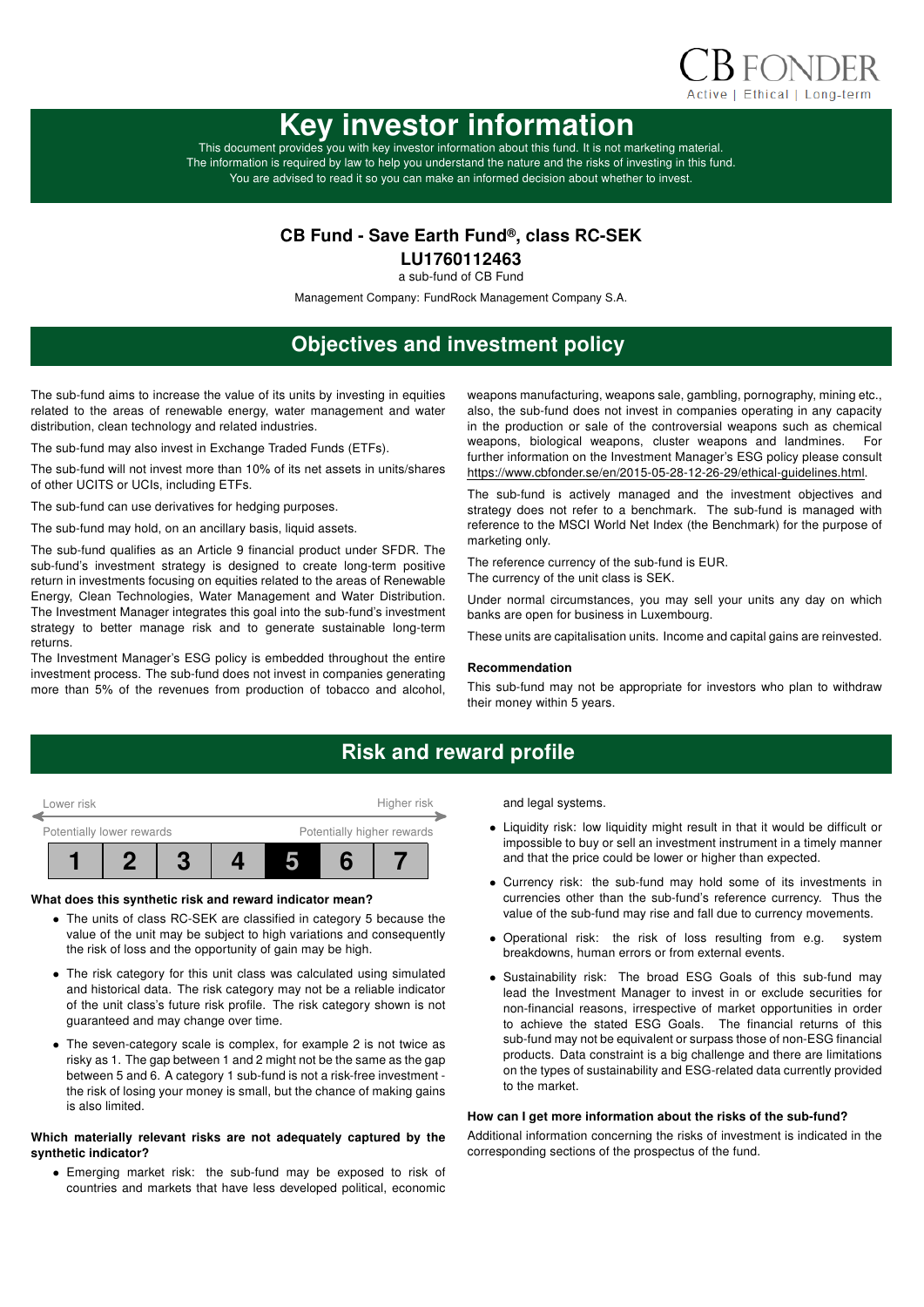CB FONDER
Active | Ethical | Long-term

# Key investor information

This document provides you with key investor information about this fund. It is not marketing material. The information is required by law to help you understand the nature and the risks of investing in this fund. You are advised to read it so you can make an informed decision about whether to invest.

### CB Fund - Save Earth Fund®, class RC-SEK
### LU1760112463

a sub-fund of CB Fund

Management Company: FundRock Management Company S.A.

## Objectives and investment policy

The sub-fund aims to increase the value of its units by investing in equities related to the areas of renewable energy, water management and water distribution, clean technology and related industries.

The sub-fund may also invest in Exchange Traded Funds (ETFs).

The sub-fund will not invest more than 10% of its net assets in units/shares of other UCITS or UCIs, including ETFs.

The sub-fund can use derivatives for hedging purposes.

The sub-fund may hold, on an ancillary basis, liquid assets.

The sub-fund qualifies as an Article 9 financial product under SFDR. The sub-fund's investment strategy is designed to create long-term positive return in investments focusing on equities related to the areas of Renewable Energy, Clean Technologies, Water Management and Water Distribution. The Investment Manager integrates this goal into the sub-fund's investment strategy to better manage risk and to generate sustainable long-term returns.

The Investment Manager's ESG policy is embedded throughout the entire investment process. The sub-fund does not invest in companies generating more than 5% of the revenues from production of tobacco and alcohol, weapons manufacturing, weapons sale, gambling, pornography, mining etc., also, the sub-fund does not invest in companies operating in any capacity in the production or sale of the controversial weapons such as chemical weapons, biological weapons, cluster weapons and landmines. For further information on the Investment Manager's ESG policy please consult https://www.cbfonder.se/en/2015-05-28-12-26-29/ethical-guidelines.html.

The sub-fund is actively managed and the investment objectives and strategy does not refer to a benchmark. The sub-fund is managed with reference to the MSCI World Net Index (the Benchmark) for the purpose of marketing only.

The reference currency of the sub-fund is EUR.
The currency of the unit class is SEK.

Under normal circumstances, you may sell your units any day on which banks are open for business in Luxembourg.

These units are capitalisation units. Income and capital gains are reinvested.

**Recommendation**

This sub-fund may not be appropriate for investors who plan to withdraw their money within 5 years.

## Risk and reward profile

| Lower risk | | | | | | Higher risk |
|---|---|---|---|---|---|---|
| Potentially lower rewards | | | | | | Potentially higher rewards |
| 1 | 2 | 3 | 4 | **5** | 6 | 7 |

**What does this synthetic risk and reward indicator mean?**

- The units of class RC-SEK are classified in category 5 because the value of the unit may be subject to high variations and consequently the risk of loss and the opportunity of gain may be high.
- The risk category for this unit class was calculated using simulated and historical data. The risk category may not be a reliable indicator of the unit class's future risk profile. The risk category shown is not guaranteed and may change over time.
- The seven-category scale is complex, for example 2 is not twice as risky as 1. The gap between 1 and 2 might not be the same as the gap between 5 and 6. A category 1 sub-fund is not a risk-free investment - the risk of losing your money is small, but the chance of making gains is also limited.

**Which materially relevant risks are not adequately captured by the synthetic indicator?**

- Emerging market risk: the sub-fund may be exposed to risk of countries and markets that have less developed political, economic and legal systems.
- Liquidity risk: low liquidity might result in that it would be difficult or impossible to buy or sell an investment instrument in a timely manner and that the price could be lower or higher than expected.
- Currency risk: the sub-fund may hold some of its investments in currencies other than the sub-fund's reference currency. Thus the value of the sub-fund may rise and fall due to currency movements.
- Operational risk: the risk of loss resulting from e.g. system breakdowns, human errors or from external events.
- Sustainability risk: The broad ESG Goals of this sub-fund may lead the Investment Manager to invest in or exclude securities for non-financial reasons, irrespective of market opportunities in order to achieve the stated ESG Goals. The financial returns of this sub-fund may not be equivalent or surpass those of non-ESG financial products. Data constraint is a big challenge and there are limitations on the types of sustainability and ESG-related data currently provided to the market.

**How can I get more information about the risks of the sub-fund?**

Additional information concerning the risks of investment is indicated in the corresponding sections of the prospectus of the fund.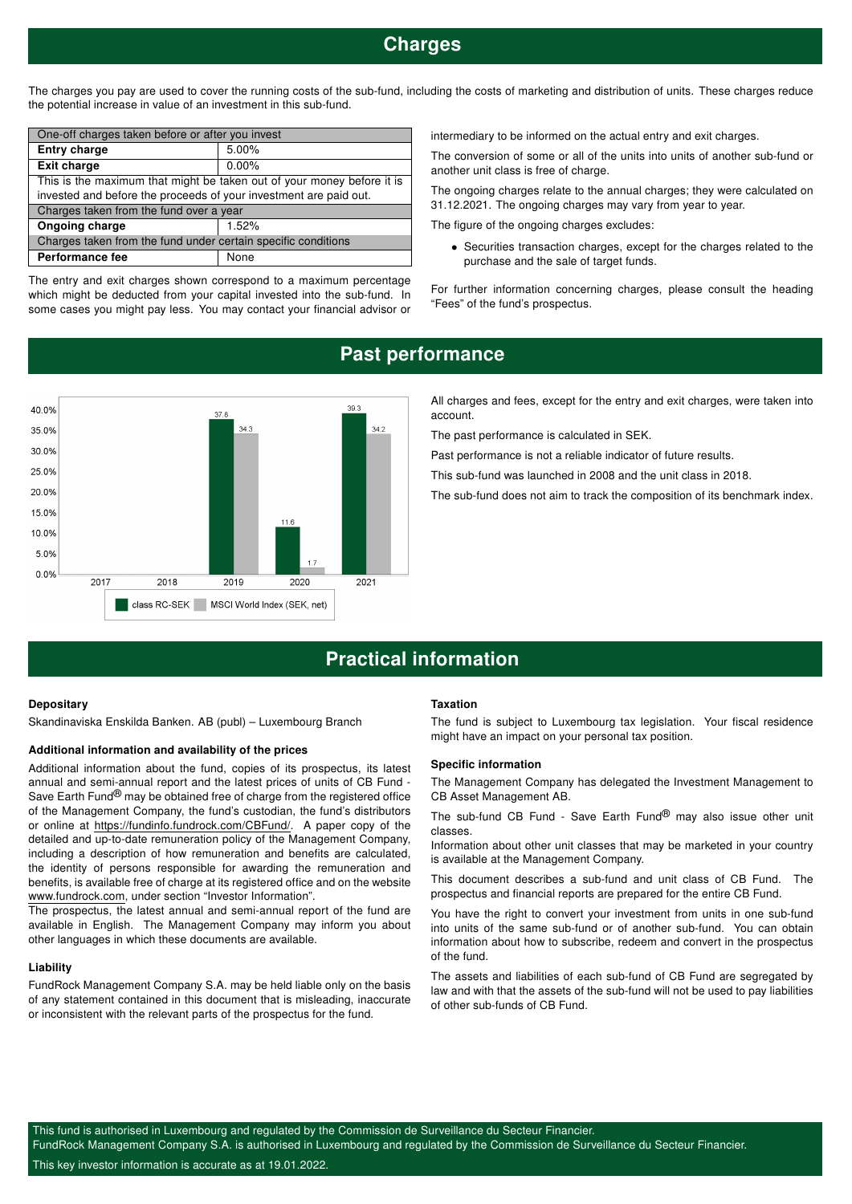## Charges

The charges you pay are used to cover the running costs of the sub-fund, including the costs of marketing and distribution of units. These charges reduce the potential increase in value of an investment in this sub-fund.

| One-off charges taken before or after you invest | |
|---|---|
| **Entry charge** | 5.00% |
| **Exit charge** | 0.00% |
| This is the maximum that might be taken out of your money before it is invested and before the proceeds of your investment are paid out. | |
| Charges taken from the fund over a year | |
| **Ongoing charge** | 1.52% |
| Charges taken from the fund under certain specific conditions | |
| **Performance fee** | None |

The entry and exit charges shown correspond to a maximum percentage which might be deducted from your capital invested into the sub-fund. In some cases you might pay less. You may contact your financial advisor or intermediary to be informed on the actual entry and exit charges.

The conversion of some or all of the units into units of another sub-fund or another unit class is free of charge.

The ongoing charges relate to the annual charges; they were calculated on 31.12.2021. The ongoing charges may vary from year to year.

The figure of the ongoing charges excludes:

- Securities transaction charges, except for the charges related to the purchase and the sale of target funds.

For further information concerning charges, please consult the heading "Fees" of the fund's prospectus.

## Past performance

40.0%
35.0%
30.0%
25.0%
20.0%
15.0%
10.0%
5.0%
0.0%

2017 2018 2019 2020 2021

37.8 34.3 11.6 1.7 39.3 34.2

class RC-SEK MSCI World Index (SEK, net)

All charges and fees, except for the entry and exit charges, were taken into account.

The past performance is calculated in SEK.

Past performance is not a reliable indicator of future results.

This sub-fund was launched in 2008 and the unit class in 2018.

The sub-fund does not aim to track the composition of its benchmark index.

## Practical information

**Depositary**

Skandinaviska Enskilda Banken. AB (publ) – Luxembourg Branch

**Additional information and availability of the prices**

Additional information about the fund, copies of its prospectus, its latest annual and semi-annual report and the latest prices of units of CB Fund - Save Earth Fund® may be obtained free of charge from the registered office of the Management Company, the fund's custodian, the fund's distributors or online at https://fundinfo.fundrock.com/CBFund/. A paper copy of the detailed and up-to-date remuneration policy of the Management Company, including a description of how remuneration and benefits are calculated, the identity of persons responsible for awarding the remuneration and benefits, is available free of charge at its registered office and on the website www.fundrock.com, under section "Investor Information".

The prospectus, the latest annual and semi-annual report of the fund are available in English. The Management Company may inform you about other languages in which these documents are available.

**Liability**

FundRock Management Company S.A. may be held liable only on the basis of any statement contained in this document that is misleading, inaccurate or inconsistent with the relevant parts of the prospectus for the fund.

**Taxation**

The fund is subject to Luxembourg tax legislation. Your fiscal residence might have an impact on your personal tax position.

**Specific information**

The Management Company has delegated the Investment Management to CB Asset Management AB.

The sub-fund CB Fund - Save Earth Fund® may also issue other unit classes.

Information about other unit classes that may be marketed in your country is available at the Management Company.

This document describes a sub-fund and unit class of CB Fund. The prospectus and financial reports are prepared for the entire CB Fund.

You have the right to convert your investment from units in one sub-fund into units of the same sub-fund or of another sub-fund. You can obtain information about how to subscribe, redeem and convert in the prospectus of the fund.

The assets and liabilities of each sub-fund of CB Fund are segregated by law and with that the assets of the sub-fund will not be used to pay liabilities of other sub-funds of CB Fund.

This fund is authorised in Luxembourg and regulated by the Commission de Surveillance du Secteur Financier.
FundRock Management Company S.A. is authorised in Luxembourg and regulated by the Commission de Surveillance du Secteur Financier.

This key investor information is accurate as at 19.01.2022.